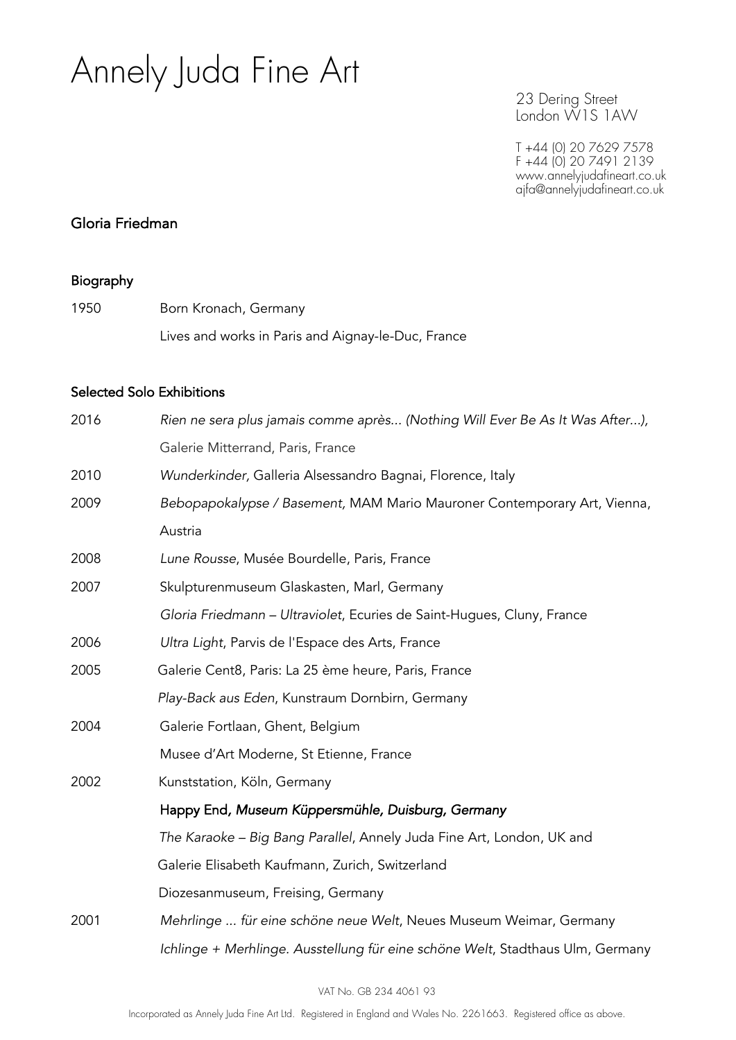# Annely Juda Fine Art

23 Dering Street
London W1S 1AW

T +44 (0) 20 7629 7578
F +44 (0) 20 7491 2139
www.annelyjudafineart.co.uk
ajfa@annelyjudafineart.co.uk

## Gloria Friedman

### Biography

1950 Born Kronach, Germany

Lives and works in Paris and Aignay-le-Duc, France

### Selected Solo Exhibitions

2016 *Rien ne sera plus jamais comme après... (Nothing Will Ever Be As It Was After...),* Galerie Mitterrand, Paris, France

2010 *Wunderkinder*, Galleria Alsessandro Bagnai, Florence, Italy

2009 *Bebopapokalypse / Basement,* MAM Mario Mauroner Contemporary Art, Vienna, Austria

2008 *Lune Rousse*, Musée Bourdelle, Paris, France

2007 Skulpturenmuseum Glaskasten, Marl, Germany

*Gloria Friedmann – Ultraviolet*, Ecuries de Saint-Hugues, Cluny, France

2006 *Ultra Light*, Parvis de l'Espace des Arts, France

2005 Galerie Cent8, Paris: La 25 ème heure, Paris, France

*Play-Back aus Eden*, Kunstraum Dornbirn, Germany

2004 Galerie Fortlaan, Ghent, Belgium

Musee d'Art Moderne, St Etienne, France

2002 Kunststation, Köln, Germany

Happy End*, Museum Küppersmühle, Duisburg, Germany*

*The Karaoke – Big Bang Parallel*, Annely Juda Fine Art, London, UK and Galerie Elisabeth Kaufmann, Zurich, Switzerland

Diozesanmuseum, Freising, Germany

2001 *Mehrlinge ... für eine schöne neue Welt*, Neues Museum Weimar, Germany

*Ichlinge + Merhlinge. Ausstellung für eine schöne Welt*, Stadthaus Ulm, Germany

VAT No. GB 234 4061 93

Incorporated as Annely Juda Fine Art Ltd. Registered in England and Wales No. 2261663. Registered office as above.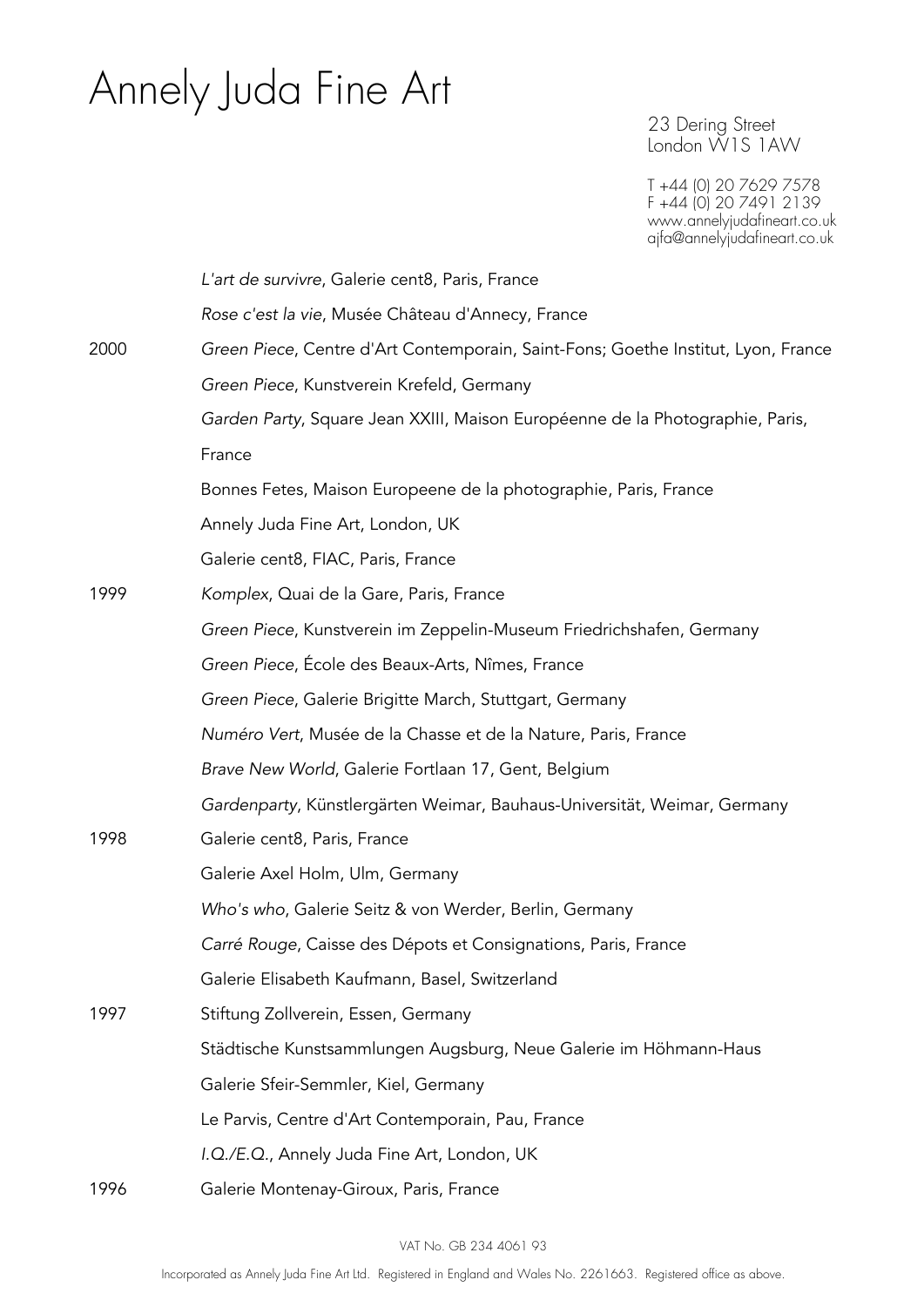| | |
|---|---|
| | *L'art de survivre*, Galerie cent8, Paris, France |
| | *Rose c'est la vie*, Musée Château d'Annecy, France |
| 2000 | *Green Piece*, Centre d'Art Contemporain, Saint-Fons; Goethe Institut, Lyon, France |
| | *Green Piece*, Kunstverein Krefeld, Germany |
| | *Garden Party*, Square Jean XXIII, Maison Européenne de la Photographie, Paris, France |
| | Bonnes Fetes, Maison Europeene de la photographie, Paris, France |
| | Annely Juda Fine Art, London, UK |
| | Galerie cent8, FIAC, Paris, France |
| 1999 | *Komplex*, Quai de la Gare, Paris, France |
| | *Green Piece*, Kunstverein im Zeppelin-Museum Friedrichshafen, Germany |
| | *Green Piece*, École des Beaux-Arts, Nîmes, France |
| | *Green Piece*, Galerie Brigitte March, Stuttgart, Germany |
| | *Numéro Vert*, Musée de la Chasse et de la Nature, Paris, France |
| | *Brave New World*, Galerie Fortlaan 17, Gent, Belgium |
| | *Gardenparty*, Künstlergärten Weimar, Bauhaus-Universität, Weimar, Germany |
| 1998 | Galerie cent8, Paris, France |
| | Galerie Axel Holm, Ulm, Germany |
| | *Who's who*, Galerie Seitz & von Werder, Berlin, Germany |
| | *Carré Rouge*, Caisse des Dépots et Consignations, Paris, France |
| | Galerie Elisabeth Kaufmann, Basel, Switzerland |
| 1997 | Stiftung Zollverein, Essen, Germany |
| | Städtische Kunstsammlungen Augsburg, Neue Galerie im Höhmann-Haus |
| | Galerie Sfeir-Semmler, Kiel, Germany |
| | Le Parvis, Centre d'Art Contemporain, Pau, France |
| | *I.Q./E.Q.*, Annely Juda Fine Art, London, UK |
| 1996 | Galerie Montenay-Giroux, Paris, France |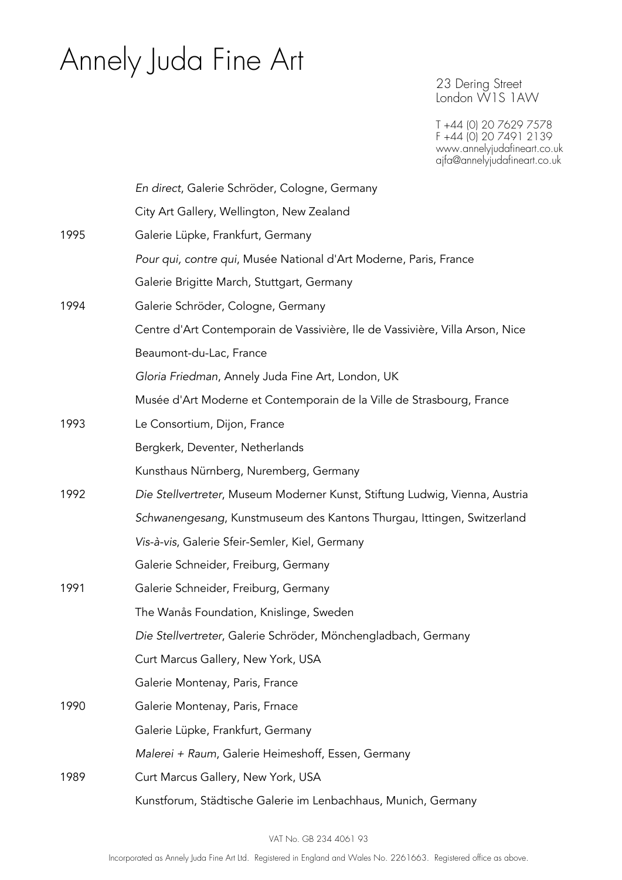| | |
|---|---|
| | *En direct*, Galerie Schröder, Cologne, Germany |
| | City Art Gallery, Wellington, New Zealand |
| 1995 | Galerie Lüpke, Frankfurt, Germany |
| | *Pour qui, contre qui*, Musée National d'Art Moderne, Paris, France |
| | Galerie Brigitte March, Stuttgart, Germany |
| 1994 | Galerie Schröder, Cologne, Germany |
| | Centre d'Art Contemporain de Vassivière, Ile de Vassivière, Villa Arson, Nice |
| | Beaumont-du-Lac, France |
| | *Gloria Friedman*, Annely Juda Fine Art, London, UK |
| | Musée d'Art Moderne et Contemporain de la Ville de Strasbourg, France |
| 1993 | Le Consortium, Dijon, France |
| | Bergkerk, Deventer, Netherlands |
| | Kunsthaus Nürnberg, Nuremberg, Germany |
| 1992 | *Die Stellvertreter*, Museum Moderner Kunst, Stiftung Ludwig, Vienna, Austria |
| | *Schwanengesang*, Kunstmuseum des Kantons Thurgau, Ittingen, Switzerland |
| | *Vis-à-vis*, Galerie Sfeir-Semler, Kiel, Germany |
| | Galerie Schneider, Freiburg, Germany |
| 1991 | Galerie Schneider, Freiburg, Germany |
| | The Wanås Foundation, Knislinge, Sweden |
| | *Die Stellvertreter*, Galerie Schröder, Mönchengladbach, Germany |
| | Curt Marcus Gallery, New York, USA |
| | Galerie Montenay, Paris, France |
| 1990 | Galerie Montenay, Paris, Frnace |
| | Galerie Lüpke, Frankfurt, Germany |
| | *Malerei + Raum*, Galerie Heimeshoff, Essen, Germany |
| 1989 | Curt Marcus Gallery, New York, USA |
| | Kunstforum, Städtische Galerie im Lenbachhaus, Munich, Germany |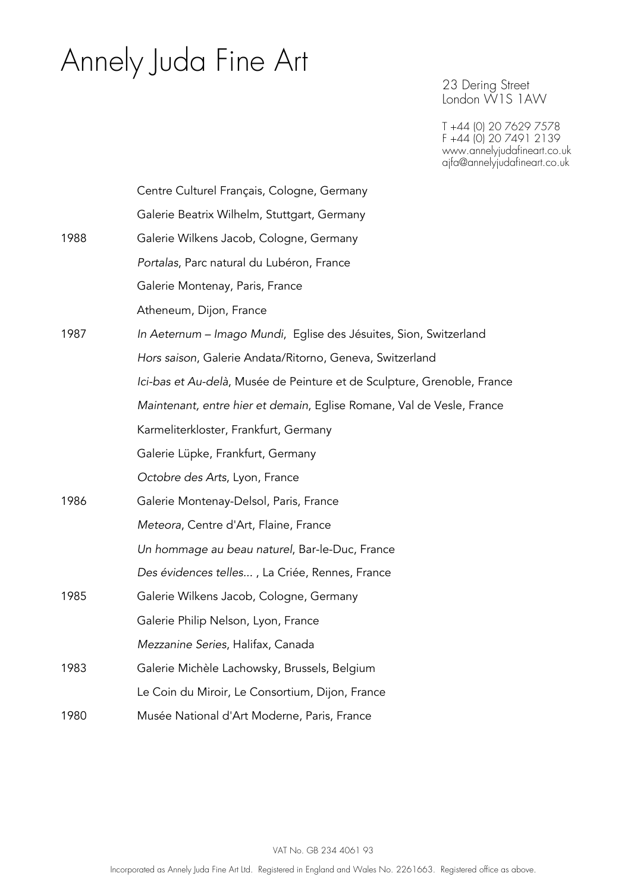| | |
|---|---|
| | Centre Culturel Français, Cologne, Germany |
| | Galerie Beatrix Wilhelm, Stuttgart, Germany |
| 1988 | Galerie Wilkens Jacob, Cologne, Germany |
| | *Portalas*, Parc natural du Lubéron, France |
| | Galerie Montenay, Paris, France |
| | Atheneum, Dijon, France |
| 1987 | *In Aeternum – Imago Mundi*, Eglise des Jésuites, Sion, Switzerland |
| | *Hors saison*, Galerie Andata/Ritorno, Geneva, Switzerland |
| | *Ici-bas et Au-delà*, Musée de Peinture et de Sculpture, Grenoble, France |
| | *Maintenant, entre hier et demain*, Eglise Romane, Val de Vesle, France |
| | Karmeliterkloster, Frankfurt, Germany |
| | Galerie Lüpke, Frankfurt, Germany |
| | *Octobre des Arts*, Lyon, France |
| 1986 | Galerie Montenay-Delsol, Paris, France |
| | *Meteora*, Centre d'Art, Flaine, France |
| | *Un hommage au beau naturel*, Bar-le-Duc, France |
| | *Des évidences telles...* , La Criée, Rennes, France |
| 1985 | Galerie Wilkens Jacob, Cologne, Germany |
| | Galerie Philip Nelson, Lyon, France |
| | *Mezzanine Series*, Halifax, Canada |
| 1983 | Galerie Michèle Lachowsky, Brussels, Belgium |
| | Le Coin du Miroir, Le Consortium, Dijon, France |
| 1980 | Musée National d'Art Moderne, Paris, France |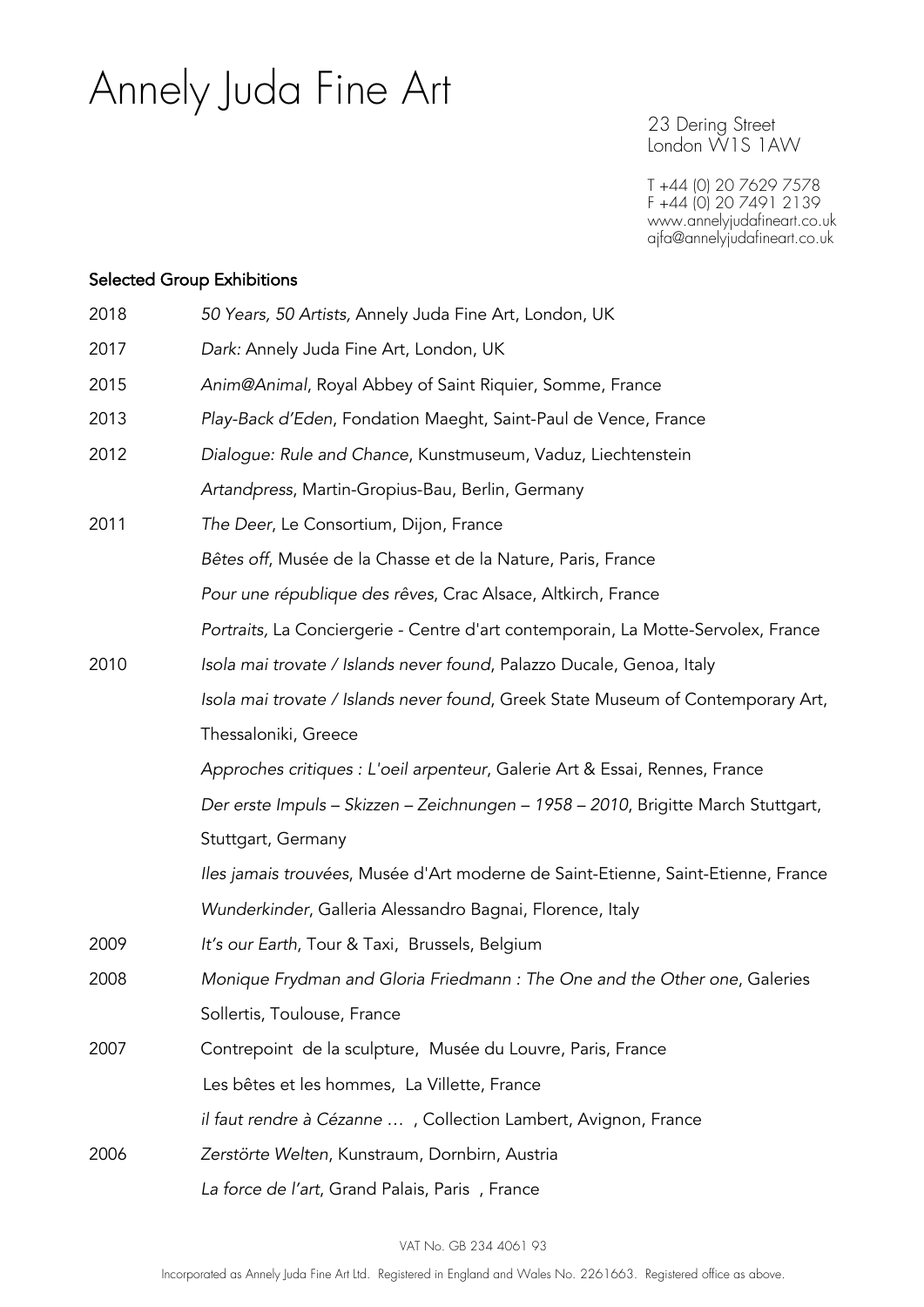# Annely Juda Fine Art

23 Dering Street
London W1S 1AW

T +44 (0) 20 7629 7578
F +44 (0) 20 7491 2139
www.annelyjudafineart.co.uk
ajfa@annelyjudafineart.co.uk

## Selected Group Exhibitions

2018 *50 Years, 50 Artists,* Annely Juda Fine Art, London, UK

2017 *Dark:* Annely Juda Fine Art, London, UK

2015 *Anim@Animal*, Royal Abbey of Saint Riquier, Somme, France

2013 *Play-Back d'Eden*, Fondation Maeght, Saint-Paul de Vence, France

2012 *Dialogue: Rule and Chance*, Kunstmuseum, Vaduz, Liechtenstein

*Artandpress*, Martin-Gropius-Bau, Berlin, Germany

2011 *The Deer*, Le Consortium, Dijon, France

*Bêtes off*, Musée de la Chasse et de la Nature, Paris, France

*Pour une république des rêves*, Crac Alsace, Altkirch, France

*Portraits,* La Conciergerie - Centre d'art contemporain, La Motte-Servolex, France

2010 *Isola mai trovate / Islands never found*, Palazzo Ducale, Genoa, Italy

*Isola mai trovate / Islands never found*, Greek State Museum of Contemporary Art, Thessaloniki, Greece

*Approches critiques : L'oeil arpenteur*, Galerie Art & Essai, Rennes, France

*Der erste Impuls – Skizzen – Zeichnungen – 1958 – 2010*, Brigitte March Stuttgart, Stuttgart, Germany

*Iles jamais trouvées*, Musée d'Art moderne de Saint-Etienne, Saint-Etienne, France

*Wunderkinder*, Galleria Alessandro Bagnai, Florence, Italy

2009 *It's our Earth*, Tour & Taxi, Brussels, Belgium

2008 *Monique Frydman and Gloria Friedmann : The One and the Other one*, Galeries Sollertis, Toulouse, France

2007 Contrepoint de la sculpture, Musée du Louvre, Paris, France

Les bêtes et les hommes, La Villette, France

*il faut rendre à Cézanne …* , Collection Lambert, Avignon, France

2006 *Zerstörte Welten*, Kunstraum, Dornbirn, Austria

*La force de l'art*, Grand Palais, Paris , France

VAT No. GB 234 4061 93

Incorporated as Annely Juda Fine Art Ltd. Registered in England and Wales No. 2261663. Registered office as above.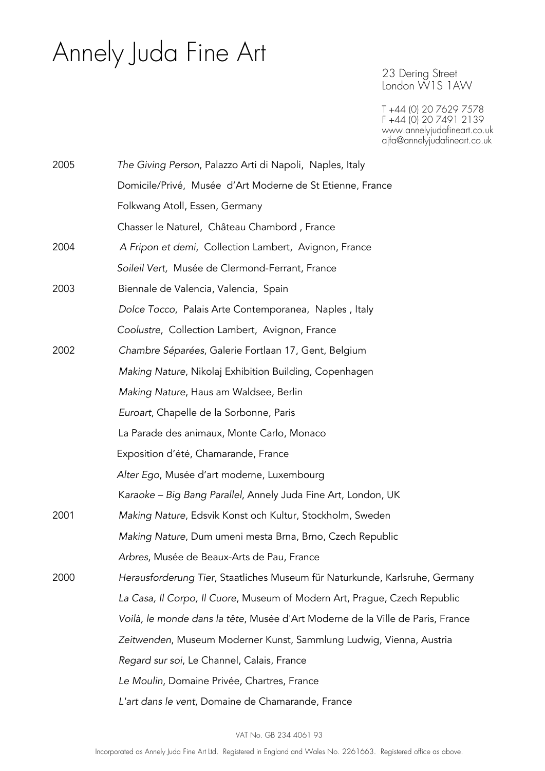| | |
|---|---|
| 2005 | *The Giving Person*, Palazzo Arti di Napoli, Naples, Italy |
| | Domicile/Privé, Musée d'Art Moderne de St Etienne, France |
| | Folkwang Atoll, Essen, Germany |
| | Chasser le Naturel, Château Chambord , France |
| 2004 | *A Fripon et demi*, Collection Lambert, Avignon, France |
| | *Soileil Vert,* Musée de Clermond-Ferrant, France |
| 2003 | Biennale de Valencia, Valencia, Spain |
| | *Dolce Tocco*, Palais Arte Contemporanea, Naples , Italy |
| | *Coolustre*, Collection Lambert, Avignon, France |
| 2002 | *Chambre Séparées*, Galerie Fortlaan 17, Gent, Belgium |
| | *Making Nature*, Nikolaj Exhibition Building, Copenhagen |
| | *Making Nature*, Haus am Waldsee, Berlin |
| | *Euroart*, Chapelle de la Sorbonne, Paris |
| | La Parade des animaux, Monte Carlo, Monaco |
| | Exposition d'été, Chamarande, France |
| | *Alter Ego*, Musée d'art moderne, Luxembourg |
| | K*araoke – Big Bang Parallel*, Annely Juda Fine Art, London, UK |
| 2001 | *Making Nature*, Edsvik Konst och Kultur, Stockholm, Sweden |
| | *Making Nature*, Dum umeni mesta Brna, Brno, Czech Republic |
| | *Arbres*, Musée de Beaux-Arts de Pau, France |
| 2000 | *Herausforderung Tier*, Staatliches Museum für Naturkunde, Karlsruhe, Germany |
| | *La Casa, Il Corpo, Il Cuore*, Museum of Modern Art, Prague, Czech Republic |
| | *Voilà, le monde dans la tête*, Musée d'Art Moderne de la Ville de Paris, France |
| | *Zeitwenden*, Museum Moderner Kunst, Sammlung Ludwig, Vienna, Austria |
| | *Regard sur soi*, Le Channel, Calais, France |
| | *Le Moulin*, Domaine Privée, Chartres, France |
| | *L'art dans le vent*, Domaine de Chamarande, France |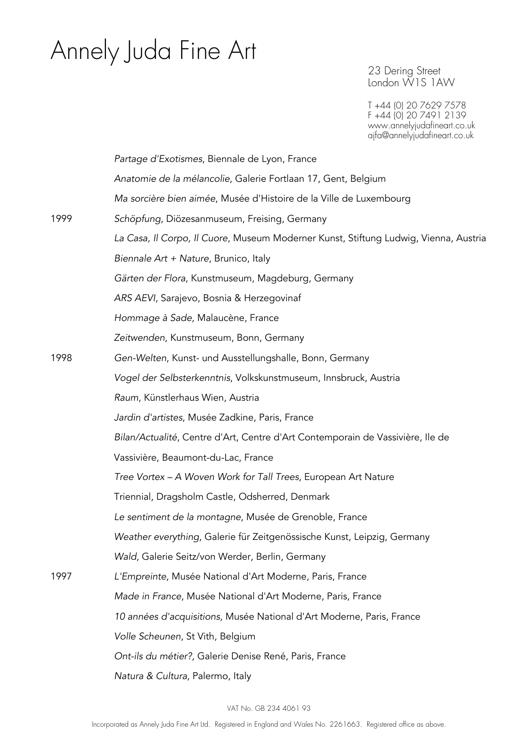*Partage d'Exotismes*, Biennale de Lyon, France

*Anatomie de la mélancolie*, Galerie Fortlaan 17, Gent, Belgium

*Ma sorcière bien aimée*, Musée d'Histoire de la Ville de Luxembourg

1999 *Schöpfung*, Diözesanmuseum, Freising, Germany

*La Casa, Il Corpo, Il Cuore*, Museum Moderner Kunst, Stiftung Ludwig, Vienna, Austria

*Biennale Art + Nature*, Brunico, Italy

*Gärten der Flora*, Kunstmuseum, Magdeburg, Germany

*ARS AEVI*, Sarajevo, Bosnia & Herzegovinaf

*Hommage à Sade*, Malaucène, France

*Zeitwenden*, Kunstmuseum, Bonn, Germany

1998 *Gen-Welten*, Kunst- und Ausstellungshalle, Bonn, Germany

*Vogel der Selbsterkenntnis*, Volkskunstmuseum, Innsbruck, Austria

*Raum*, Künstlerhaus Wien, Austria

*Jardin d'artistes*, Musée Zadkine, Paris, France

*Bilan/Actualité*, Centre d'Art, Centre d'Art Contemporain de Vassivière, Ile de Vassivière, Beaumont-du-Lac, France

*Tree Vortex – A Woven Work for Tall Trees*, European Art Nature Triennial, Dragsholm Castle, Odsherred, Denmark

*Le sentiment de la montagne*, Musée de Grenoble, France

*Weather everything*, Galerie für Zeitgenössische Kunst, Leipzig, Germany

*Wald*, Galerie Seitz/von Werder, Berlin, Germany

1997 *L'Empreinte*, Musée National d'Art Moderne, Paris, France

*Made in France*, Musée National d'Art Moderne, Paris, France

*10 années d'acquisitions*, Musée National d'Art Moderne, Paris, France

*Volle Scheunen*, St Vith, Belgium

*Ont-ils du métier?*, Galerie Denise René, Paris, France

*Natura & Cultura*, Palermo, Italy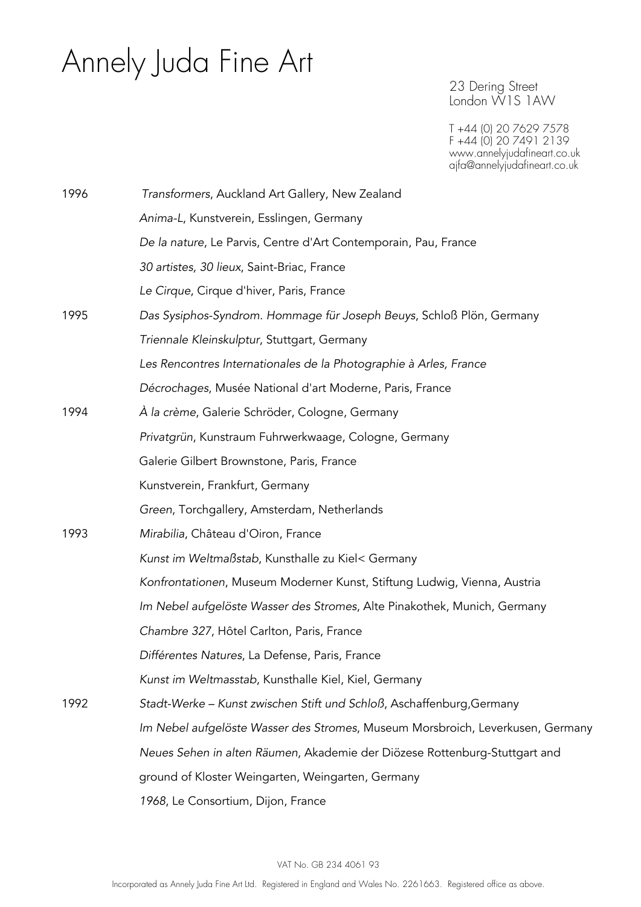# Annely Juda Fine Art

23 Dering Street
London W1S 1AW

T +44 (0) 20 7629 7578
F +44 (0) 20 7491 2139
www.annelyjudafineart.co.uk
ajfa@annelyjudafineart.co.uk

1996 *Transformers*, Auckland Art Gallery, New Zealand

*Anima-L*, Kunstverein, Esslingen, Germany

*De la nature*, Le Parvis, Centre d'Art Contemporain, Pau, France

*30 artistes, 30 lieux*, Saint-Briac, France

*Le Cirque*, Cirque d'hiver, Paris, France

1995 *Das Sysiphos-Syndrom. Hommage für Joseph Beuys*, Schloß Plön, Germany

*Triennale Kleinskulptur*, Stuttgart, Germany

*Les Rencontres Internationales de la Photographie à Arles, France*

*Décrochages*, Musée National d'art Moderne, Paris, France

1994 *À la crème*, Galerie Schröder, Cologne, Germany

*Privatgrün*, Kunstraum Fuhrwerkwaage, Cologne, Germany

Galerie Gilbert Brownstone, Paris, France

Kunstverein, Frankfurt, Germany

*Green*, Torchgallery, Amsterdam, Netherlands

1993 *Mirabilia*, Château d'Oiron, France

*Kunst im Weltmaßstab*, Kunsthalle zu Kiel< Germany

*Konfrontationen*, Museum Moderner Kunst, Stiftung Ludwig, Vienna, Austria

*Im Nebel aufgelöste Wasser des Stromes*, Alte Pinakothek, Munich, Germany

*Chambre 327*, Hôtel Carlton, Paris, France

*Différentes Natures*, La Defense, Paris, France

*Kunst im Weltmasstab*, Kunsthalle Kiel, Kiel, Germany

1992 *Stadt-Werke – Kunst zwischen Stift und Schloß*, Aschaffenburg,Germany

*Im Nebel aufgelöste Wasser des Stromes*, Museum Morsbroich, Leverkusen, Germany

*Neues Sehen in alten Räumen*, Akademie der Diözese Rottenburg-Stuttgart and ground of Kloster Weingarten, Weingarten, Germany

*1968*, Le Consortium, Dijon, France

VAT No. GB 234 4061 93

Incorporated as Annely Juda Fine Art Ltd. Registered in England and Wales No. 2261663. Registered office as above.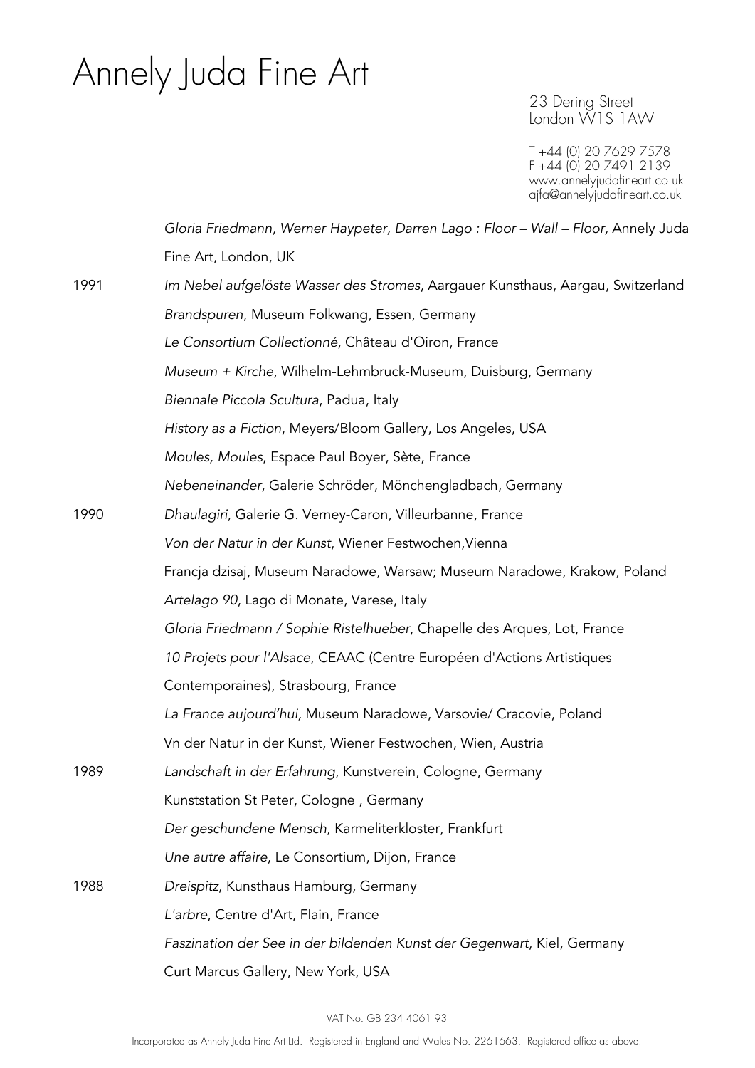*Gloria Friedmann, Werner Haypeter, Darren Lago : Floor – Wall – Floor,* Annely Juda Fine Art, London, UK

1991
*Im Nebel aufgelöste Wasser des Stromes*, Aargauer Kunsthaus, Aargau, Switzerland
*Brandspuren*, Museum Folkwang, Essen, Germany
*Le Consortium Collectionné*, Château d'Oiron, France
*Museum + Kirche*, Wilhelm-Lehmbruck-Museum, Duisburg, Germany
*Biennale Piccola Scultura*, Padua, Italy
*History as a Fiction*, Meyers/Bloom Gallery, Los Angeles, USA
*Moules, Moules*, Espace Paul Boyer, Sète, France
*Nebeneinander*, Galerie Schröder, Mönchengladbach, Germany

1990
*Dhaulagiri*, Galerie G. Verney-Caron, Villeurbanne, France
*Von der Natur in der Kunst*, Wiener Festwochen,Vienna
Francja dzisaj, Museum Naradowe, Warsaw; Museum Naradowe, Krakow, Poland
*Artelago 90*, Lago di Monate, Varese, Italy
*Gloria Friedmann / Sophie Ristelhueber*, Chapelle des Arques, Lot, France
*10 Projets pour l'Alsace*, CEAAC (Centre Européen d'Actions Artistiques Contemporaines), Strasbourg, France
*La France aujourd'hui,* Museum Naradowe, Varsovie/ Cracovie, Poland
Vn der Natur in der Kunst, Wiener Festwochen, Wien, Austria

1989
*Landschaft in der Erfahrung*, Kunstverein, Cologne, Germany
Kunststation St Peter, Cologne , Germany
*Der geschundene Mensch*, Karmeliterkloster, Frankfurt
*Une autre affaire*, Le Consortium, Dijon, France

1988
*Dreispitz*, Kunsthaus Hamburg, Germany
*L'arbre*, Centre d'Art, Flain, France
*Faszination der See in der bildenden Kunst der Gegenwart*, Kiel, Germany
Curt Marcus Gallery, New York, USA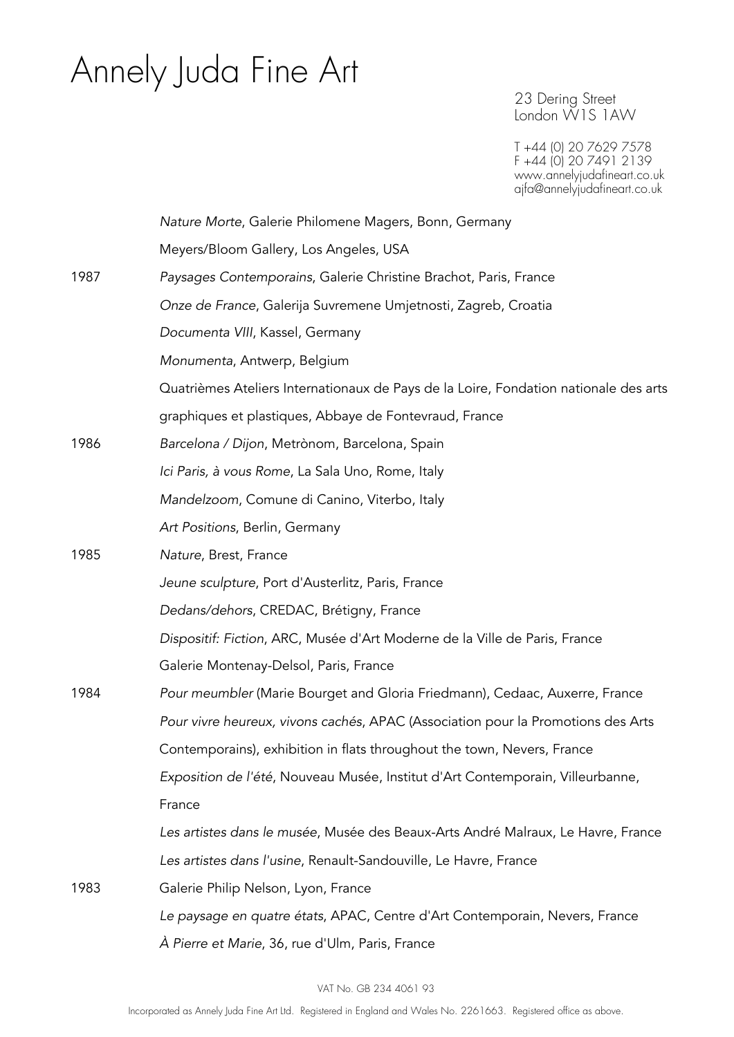*Nature Morte*, Galerie Philomene Magers, Bonn, Germany

Meyers/Bloom Gallery, Los Angeles, USA

1987 *Paysages Contemporains*, Galerie Christine Brachot, Paris, France

*Onze de France*, Galerija Suvremene Umjetnosti, Zagreb, Croatia

*Documenta VIII*, Kassel, Germany

*Monumenta*, Antwerp, Belgium

Quatrièmes Ateliers Internationaux de Pays de la Loire, Fondation nationale des arts graphiques et plastiques, Abbaye de Fontevraud, France

1986 *Barcelona / Dijon*, Metrònom, Barcelona, Spain

*Ici Paris, à vous Rome*, La Sala Uno, Rome, Italy

*Mandelzoom*, Comune di Canino, Viterbo, Italy

*Art Positions*, Berlin, Germany

1985 *Nature*, Brest, France

*Jeune sculpture*, Port d'Austerlitz, Paris, France

*Dedans/dehors*, CREDAC, Brétigny, France

*Dispositif: Fiction*, ARC, Musée d'Art Moderne de la Ville de Paris, France

Galerie Montenay-Delsol, Paris, France

1984 *Pour meumbler* (Marie Bourget and Gloria Friedmann), Cedaac, Auxerre, France

*Pour vivre heureux, vivons cachés*, APAC (Association pour la Promotions des Arts Contemporains), exhibition in flats throughout the town, Nevers, France

*Exposition de l'été*, Nouveau Musée, Institut d'Art Contemporain, Villeurbanne, France

*Les artistes dans le musée*, Musée des Beaux-Arts André Malraux, Le Havre, France

*Les artistes dans l'usine*, Renault-Sandouville, Le Havre, France

1983 Galerie Philip Nelson, Lyon, France

*Le paysage en quatre états*, APAC, Centre d'Art Contemporain, Nevers, France

*À Pierre et Marie*, 36, rue d'Ulm, Paris, France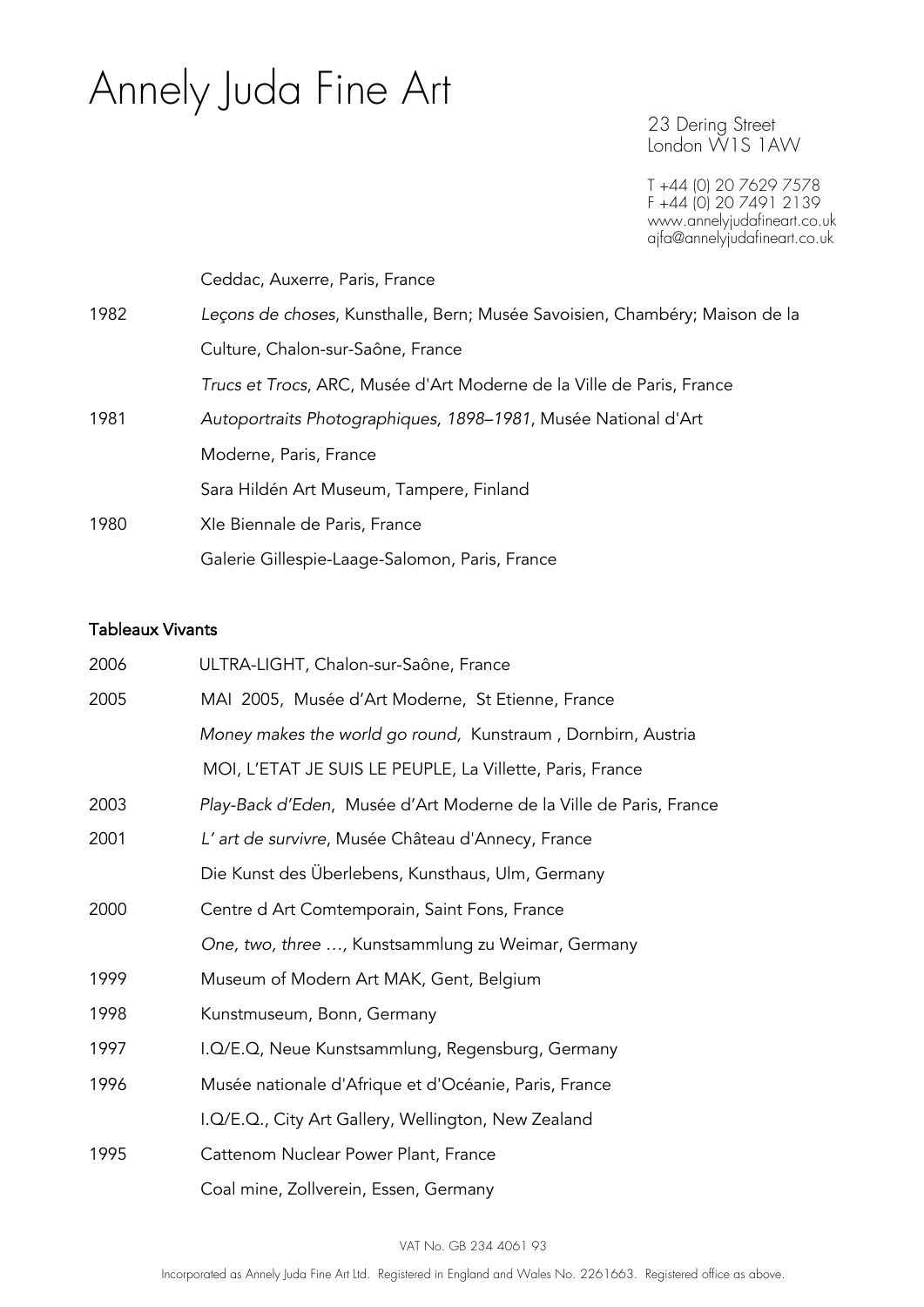Ceddac, Auxerre, Paris, France

1982 *Leçons de choses*, Kunsthalle, Bern; Musée Savoisien, Chambéry; Maison de la Culture, Chalon-sur-Saône, France

*Trucs et Trocs*, ARC, Musée d'Art Moderne de la Ville de Paris, France

1981 *Autoportraits Photographiques, 1898–1981*, Musée National d'Art Moderne, Paris, France

Sara Hildén Art Museum, Tampere, Finland

1980 XIe Biennale de Paris, France

Galerie Gillespie-Laage-Salomon, Paris, France

**Tableaux Vivants**

2006 ULTRA-LIGHT, Chalon-sur-Saône, France

2005 MAI 2005, Musée d'Art Moderne, St Etienne, France

*Money makes the world go round,* Kunstraum , Dornbirn, Austria

MOI, L'ETAT JE SUIS LE PEUPLE, La Villette, Paris, France

2003 *Play-Back d'Eden*, Musée d'Art Moderne de la Ville de Paris, France

2001 *L' art de survivre*, Musée Château d'Annecy, France

Die Kunst des Überlebens, Kunsthaus, Ulm, Germany

2000 Centre d Art Comtemporain, Saint Fons, France

*One, two, three …,* Kunstsammlung zu Weimar, Germany

1999 Museum of Modern Art MAK, Gent, Belgium

1998 Kunstmuseum, Bonn, Germany

1997 I.Q/E.Q, Neue Kunstsammlung, Regensburg, Germany

1996 Musée nationale d'Afrique et d'Océanie, Paris, France

I.Q/E.Q., City Art Gallery, Wellington, New Zealand

1995 Cattenom Nuclear Power Plant, France

Coal mine, Zollverein, Essen, Germany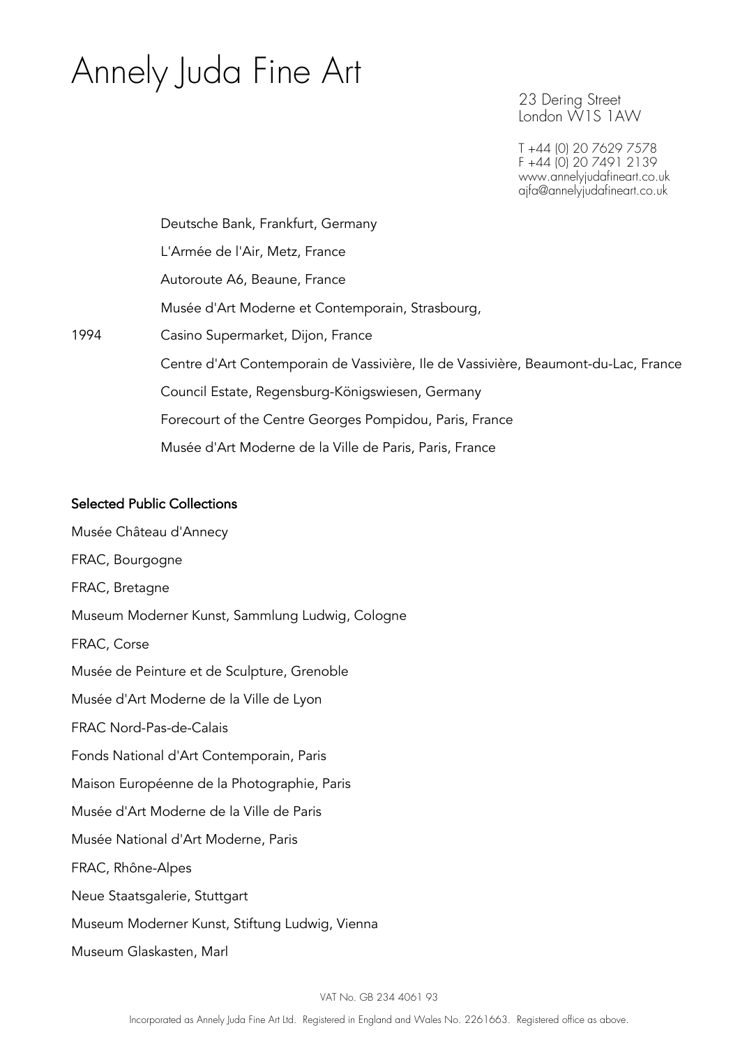# Annely Juda Fine Art

23 Dering Street
London W1S 1AW

T +44 (0) 20 7629 7578
F +44 (0) 20 7491 2139
www.annelyjudafineart.co.uk
ajfa@annelyjudafineart.co.uk

Deutsche Bank, Frankfurt, Germany

L'Armée de l'Air, Metz, France

Autoroute A6, Beaune, France

Musée d'Art Moderne et Contemporain, Strasbourg,

1994 Casino Supermarket, Dijon, France

Centre d'Art Contemporain de Vassivière, Ile de Vassivière, Beaumont-du-Lac, France

Council Estate, Regensburg-Königswiesen, Germany

Forecourt of the Centre Georges Pompidou, Paris, France

Musée d'Art Moderne de la Ville de Paris, Paris, France

**Selected Public Collections**

Musée Château d'Annecy

FRAC, Bourgogne

FRAC, Bretagne

Museum Moderner Kunst, Sammlung Ludwig, Cologne

FRAC, Corse

Musée de Peinture et de Sculpture, Grenoble

Musée d'Art Moderne de la Ville de Lyon

FRAC Nord-Pas-de-Calais

Fonds National d'Art Contemporain, Paris

Maison Européenne de la Photographie, Paris

Musée d'Art Moderne de la Ville de Paris

Musée National d'Art Moderne, Paris

FRAC, Rhône-Alpes

Neue Staatsgalerie, Stuttgart

Museum Moderner Kunst, Stiftung Ludwig, Vienna

Museum Glaskasten, Marl

VAT No. GB 234 4061 93

Incorporated as Annely Juda Fine Art Ltd. Registered in England and Wales No. 2261663. Registered office as above.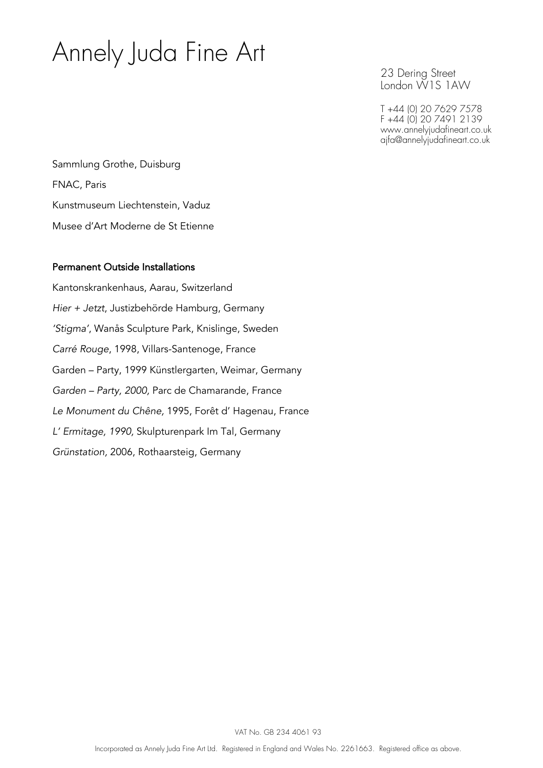Sammlung Grothe, Duisburg

FNAC, Paris

Kunstmuseum Liechtenstein, Vaduz

Musee d'Art Moderne de St Etienne

**Permanent Outside Installations**

Kantonskrankenhaus, Aarau, Switzerland

*Hier + Jetzt*, Justizbehörde Hamburg, Germany

*'Stigma'*, Wanås Sculpture Park, Knislinge, Sweden

*Carré Rouge*, 1998, Villars-Santenoge, France

Garden – Party, 1999 Künstlergarten, Weimar, Germany

*Garden – Party, 2000,* Parc de Chamarande, France

*Le Monument du Chêne,* 1995, Forêt d' Hagenau, France

*L' Ermitage, 1990,* Skulpturenpark Im Tal, Germany

*Grünstation*, 2006, Rothaarsteig, Germany